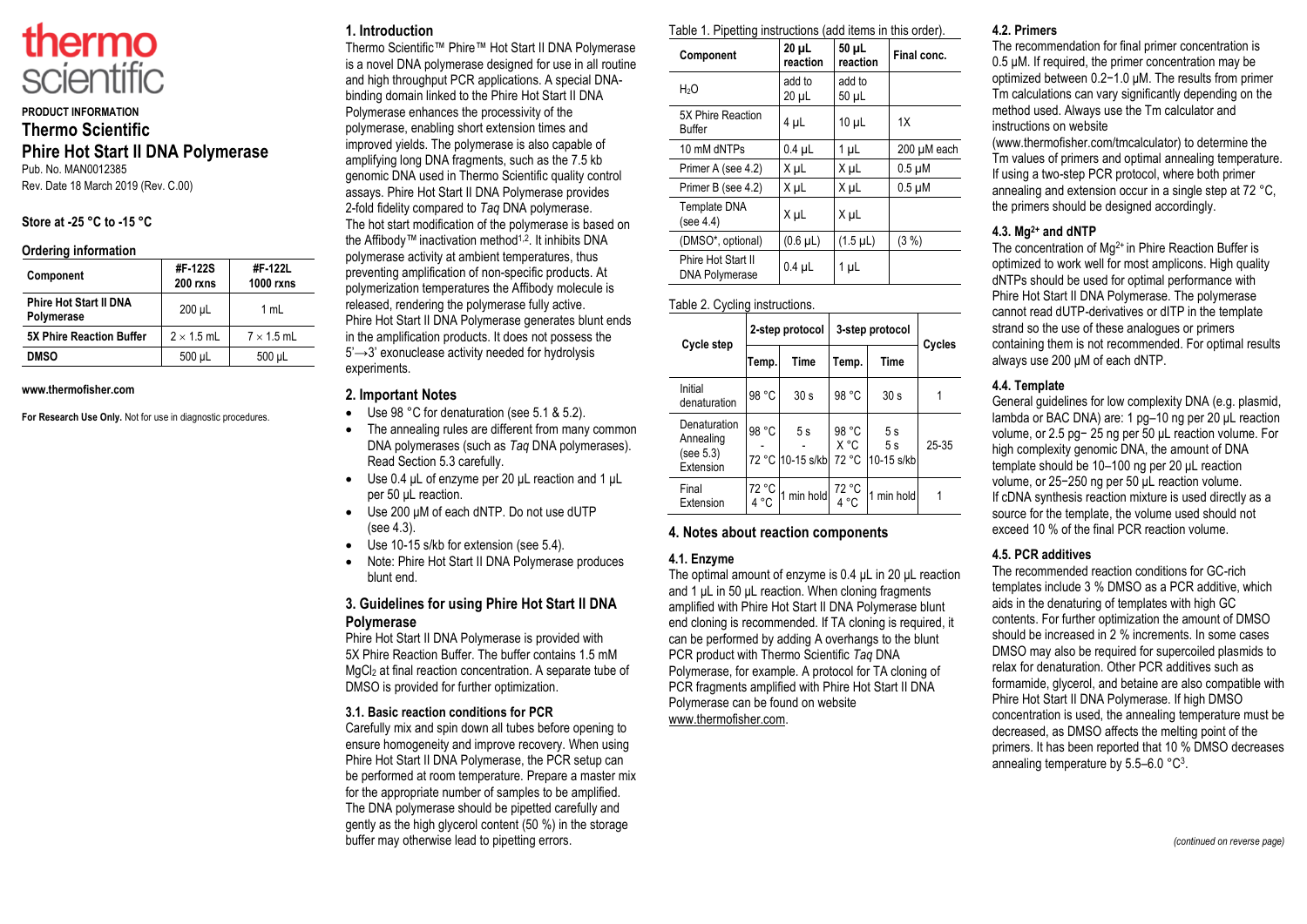thermo scientific

**PRODUCT INFORMATION**

# Thermo Scientific Phire Hot Start II DNA Polymerase

Pub. No. MAN0012385

Rev. Date 18 March 2019 (Rev. C.00)

**Store at -25 °C to -15 °C**

## Ordering information

| Component | #F-122S 200 rxns | #F-122L 1000 rxns |
|---|---|---|
| **Phire Hot Start II DNA Polymerase** | 200 µL | 1 mL |
| **5X Phire Reaction Buffer** | 2 × 1.5 mL | 7 × 1.5 mL |
| **DMSO** | 500 µL | 500 µL |

**www.thermofisher.com**

**For Research Use Only.** Not for use in diagnostic procedures.

## 1. Introduction

Thermo Scientific™ Phire™ Hot Start II DNA Polymerase is a novel DNA polymerase designed for use in all routine and high throughput PCR applications. A special DNA-binding domain linked to the Phire Hot Start II DNA Polymerase enhances the processivity of the polymerase, enabling short extension times and improved yields. The polymerase is also capable of amplifying long DNA fragments, such as the 7.5 kb genomic DNA used in Thermo Scientific quality control assays. Phire Hot Start II DNA Polymerase provides 2-fold fidelity compared to *Taq* DNA polymerase.

The hot start modification of the polymerase is based on the Affibody™ inactivation method[1,2]. It inhibits DNA polymerase activity at ambient temperatures, thus preventing amplification of non-specific products. At polymerization temperatures the Affibody molecule is released, rendering the polymerase fully active.

Phire Hot Start II DNA Polymerase generates blunt ends in the amplification products. It does not possess the 5'→3' exonuclease activity needed for hydrolysis experiments.

## 2. Important Notes

- Use 98 °C for denaturation (see 5.1 & 5.2).
- The annealing rules are different from many common DNA polymerases (such as *Taq* DNA polymerases). Read Section 5.3 carefully.
- Use 0.4 µL of enzyme per 20 µL reaction and 1 µL per 50 µL reaction.
- Use 200 µM of each dNTP. Do not use dUTP (see 4.3).
- Use 10-15 s/kb for extension (see 5.4).
- Note: Phire Hot Start II DNA Polymerase produces blunt end.

## 3. Guidelines for using Phire Hot Start II DNA Polymerase

Phire Hot Start II DNA Polymerase is provided with 5X Phire Reaction Buffer. The buffer contains 1.5 mM $MgCl_2$ at final reaction concentration. A separate tube of DMSO is provided for further optimization.

### 3.1. Basic reaction conditions for PCR

Carefully mix and spin down all tubes before opening to ensure homogeneity and improve recovery. When using Phire Hot Start II DNA Polymerase, the PCR setup can be performed at room temperature. Prepare a master mix for the appropriate number of samples to be amplified. The DNA polymerase should be pipetted carefully and gently as the high glycerol content (50 %) in the storage buffer may otherwise lead to pipetting errors.

Table 1. Pipetting instructions (add items in this order).

| Component | 20 µL reaction | 50 µL reaction | Final conc. |
|---|---|---|---|
| $H_2O$ | add to 20 µL | add to 50 µL | |
| 5X Phire Reaction Buffer | 4 µL | 10 µL | 1X |
| 10 mM dNTPs | 0.4 µL | 1 µL | 200 µM each |
| Primer A (see 4.2) | X µL | X µL | 0.5 µM |
| Primer B (see 4.2) | X µL | X µL | 0.5 µM |
| Template DNA (see 4.4) | X µL | X µL | |
| (DMSO*, optional) | (0.6 µL) | (1.5 µL) | (3 %) |
| Phire Hot Start II DNA Polymerase | 0.4 µL | 1 µL | |

Table 2. Cycling instructions.

| Cycle step | 2-step protocol | | 3-step protocol | | Cycles |
|---|---|---|---|---|---|
| | Temp. | Time | Temp. | Time | |
| Initial denaturation | 98 °C | 30 s | 98 °C | 30 s | 1 |
| Denaturation / Annealing (see 5.3) / Extension | 98 °C / - / 72 °C | 5 s / - / 10-15 s/kb | 98 °C / X °C / 72 °C | 5 s / 5 s / 10-15 s/kb | 25-35 |
| Final Extension | 72 °C / 4 °C | 1 min hold | 72 °C / 4 °C | 1 min hold | 1 |

## 4. Notes about reaction components

### 4.1. Enzyme

The optimal amount of enzyme is 0.4 µL in 20 µL reaction and 1 µL in 50 µL reaction. When cloning fragments amplified with Phire Hot Start II DNA Polymerase blunt end cloning is recommended. If TA cloning is required, it can be performed by adding A overhangs to the blunt PCR product with Thermo Scientific *Taq* DNA Polymerase, for example. A protocol for TA cloning of PCR fragments amplified with Phire Hot Start II DNA Polymerase can be found on website www.thermofisher.com.

### 4.2. Primers

The recommendation for final primer concentration is 0.5 µM. If required, the primer concentration may be optimized between 0.2−1.0 µM. The results from primer Tm calculations can vary significantly depending on the method used. Always use the Tm calculator and instructions on website (www.thermofisher.com/tmcalculator) to determine the Tm values of primers and optimal annealing temperature. If using a two-step PCR protocol, where both primer annealing and extension occur in a single step at 72 °C, the primers should be designed accordingly.

### 4.3. $Mg^{2+}$ and dNTP

The concentration of $Mg^{2+}$ in Phire Reaction Buffer is optimized to work well for most amplicons. High quality dNTPs should be used for optimal performance with Phire Hot Start II DNA Polymerase. The polymerase cannot read dUTP-derivatives or dITP in the template strand so the use of these analogues or primers containing them is not recommended. For optimal results always use 200 µM of each dNTP.

### 4.4. Template

General guidelines for low complexity DNA (e.g. plasmid, lambda or BAC DNA) are: 1 pg–10 ng per 20 µL reaction volume, or 2.5 pg− 25 ng per 50 µL reaction volume. For high complexity genomic DNA, the amount of DNA template should be 10–100 ng per 20 µL reaction volume, or 25−250 ng per 50 µL reaction volume. If cDNA synthesis reaction mixture is used directly as a source for the template, the volume used should not exceed 10 % of the final PCR reaction volume.

### 4.5. PCR additives

The recommended reaction conditions for GC-rich templates include 3 % DMSO as a PCR additive, which aids in the denaturing of templates with high GC contents. For further optimization the amount of DMSO should be increased in 2 % increments. In some cases DMSO may also be required for supercoiled plasmids to relax for denaturation. Other PCR additives such as formamide, glycerol, and betaine are also compatible with Phire Hot Start II DNA Polymerase. If high DMSO concentration is used, the annealing temperature must be decreased, as DMSO affects the melting point of the primers. It has been reported that 10 % DMSO decreases annealing temperature by 5.5–6.0 °C[3].

*(continued on reverse page)*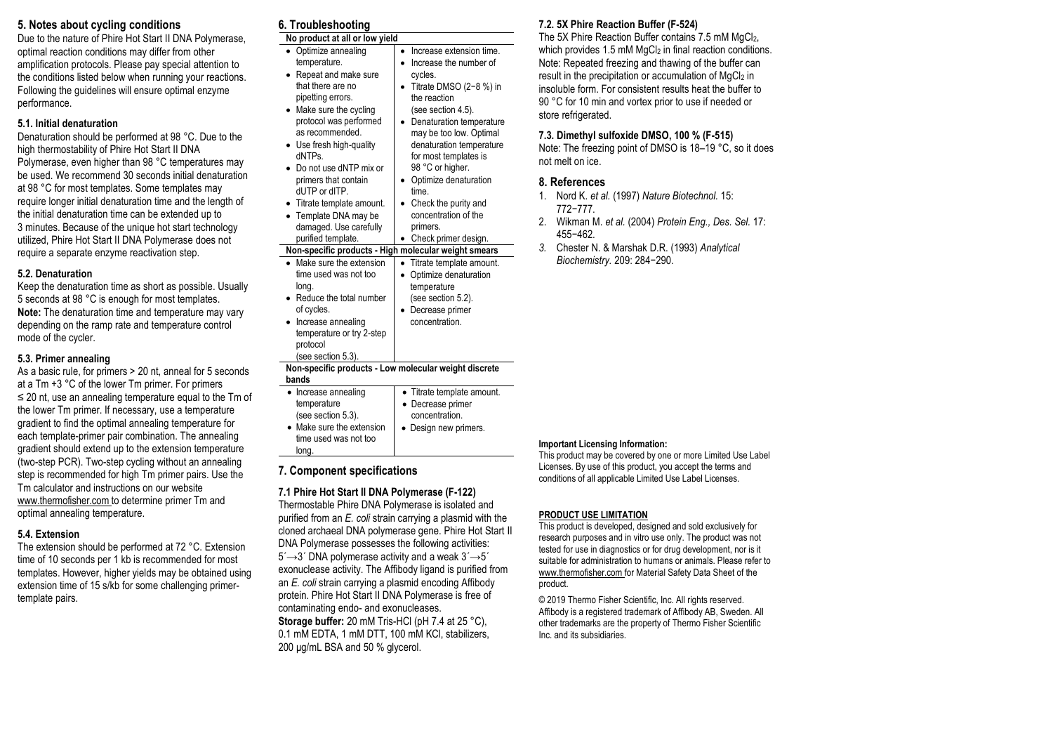## 5. Notes about cycling conditions

Due to the nature of Phire Hot Start II DNA Polymerase, optimal reaction conditions may differ from other amplification protocols. Please pay special attention to the conditions listed below when running your reactions. Following the guidelines will ensure optimal enzyme performance.

### 5.1. Initial denaturation

Denaturation should be performed at 98 °C. Due to the high thermostability of Phire Hot Start II DNA Polymerase, even higher than 98 °C temperatures may be used. We recommend 30 seconds initial denaturation at 98 °C for most templates. Some templates may require longer initial denaturation time and the length of the initial denaturation time can be extended up to 3 minutes. Because of the unique hot start technology utilized, Phire Hot Start II DNA Polymerase does not require a separate enzyme reactivation step.

### 5.2. Denaturation

Keep the denaturation time as short as possible. Usually 5 seconds at 98 °C is enough for most templates.
**Note:** The denaturation time and temperature may vary depending on the ramp rate and temperature control mode of the cycler.

### 5.3. Primer annealing

As a basic rule, for primers > 20 nt, anneal for 5 seconds at a Tm +3 °C of the lower Tm primer. For primers ≤ 20 nt, use an annealing temperature equal to the Tm of the lower Tm primer. If necessary, use a temperature gradient to find the optimal annealing temperature for each template-primer pair combination. The annealing gradient should extend up to the extension temperature (two-step PCR). Two-step cycling without an annealing step is recommended for high Tm primer pairs. Use the Tm calculator and instructions on our website www.thermofisher.com to determine primer Tm and optimal annealing temperature.

### 5.4. Extension

The extension should be performed at 72 °C. Extension time of 10 seconds per 1 kb is recommended for most templates. However, higher yields may be obtained using extension time of 15 s/kb for some challenging primer-template pairs.

## 6. Troubleshooting

| | |
|---|---|
| **No product at all or low yield** | |
| • Optimize annealing temperature.<br>• Repeat and make sure that there are no pipetting errors.<br>• Make sure the cycling protocol was performed as recommended.<br>• Use fresh high-quality dNTPs.<br>• Do not use dNTP mix or primers that contain dUTP or dITP.<br>• Titrate template amount.<br>• Template DNA may be damaged. Use carefully purified template. | • Increase extension time.<br>• Increase the number of cycles.<br>• Titrate DMSO (2−8 %) in the reaction (see section 4.5).<br>• Denaturation temperature may be too low. Optimal denaturation temperature for most templates is 98 °C or higher.<br>• Optimize denaturation time.<br>• Check the purity and concentration of the primers.<br>• Check primer design. |
| **Non-specific products - High molecular weight smears** | |
| • Make sure the extension time used was not too long.<br>• Reduce the total number of cycles.<br>• Increase annealing temperature or try 2-step protocol (see section 5.3). | • Titrate template amount.<br>• Optimize denaturation temperature (see section 5.2).<br>• Decrease primer concentration. |
| **Non-specific products - Low molecular weight discrete bands** | |
| • Increase annealing temperature (see section 5.3).<br>• Make sure the extension time used was not too long. | • Titrate template amount.<br>• Decrease primer concentration.<br>• Design new primers. |

## 7. Component specifications

### 7.1 Phire Hot Start II DNA Polymerase (F-122)

Thermostable Phire DNA Polymerase is isolated and purified from an *E. coli* strain carrying a plasmid with the cloned archaeal DNA polymerase gene. Phire Hot Start II DNA Polymerase possesses the following activities: 5´→3´ DNA polymerase activity and a weak 3´→5´ exonuclease activity. The Affibody ligand is purified from an *E. coli* strain carrying a plasmid encoding Affibody protein. Phire Hot Start II DNA Polymerase is free of contaminating endo- and exonucleases.
**Storage buffer:** 20 mM Tris-HCl (pH 7.4 at 25 °C), 0.1 mM EDTA, 1 mM DTT, 100 mM KCl, stabilizers, 200 µg/mL BSA and 50 % glycerol.

### 7.2. 5X Phire Reaction Buffer (F-524)

The 5X Phire Reaction Buffer contains 7.5 mM $MgCl_2$, which provides 1.5 mM $MgCl_2$ in final reaction conditions. Note: Repeated freezing and thawing of the buffer can result in the precipitation or accumulation of $MgCl_2$ in insoluble form. For consistent results heat the buffer to 90 °C for 10 min and vortex prior to use if needed or store refrigerated.

### 7.3. Dimethyl sulfoxide DMSO, 100 % (F-515)

Note: The freezing point of DMSO is 18–19 °C, so it does not melt on ice.

## 8. References

1. Nord K. *et al.* (1997) *Nature Biotechnol.* 15: 772−777.
2. Wikman M. *et al.* (2004) *Protein Eng., Des. Sel.* 17: 455−462.
3. Chester N. & Marshak D.R. (1993) *Analytical Biochemistry.* 209: 284−290.

**Important Licensing Information:**
This product may be covered by one or more Limited Use Label Licenses. By use of this product, you accept the terms and conditions of all applicable Limited Use Label Licenses.

**PRODUCT USE LIMITATION**
This product is developed, designed and sold exclusively for research purposes and in vitro use only. The product was not tested for use in diagnostics or for drug development, nor is it suitable for administration to humans or animals. Please refer to www.thermofisher.com for Material Safety Data Sheet of the product.

© 2019 Thermo Fisher Scientific, Inc. All rights reserved. Affibody is a registered trademark of Affibody AB, Sweden. All other trademarks are the property of Thermo Fisher Scientific Inc. and its subsidiaries.